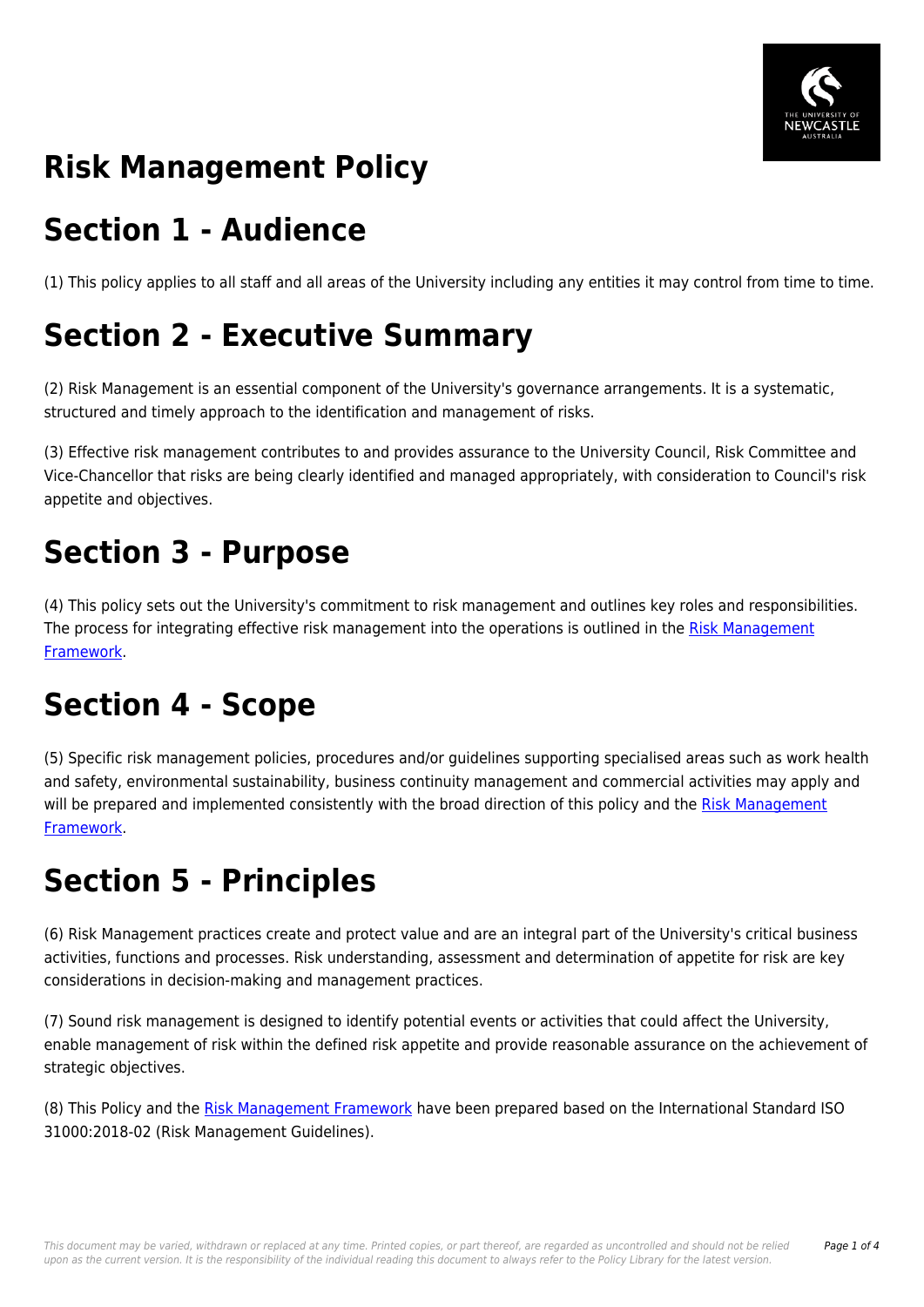# Risk Management Policy

## Section 1 - Audience

(1) This policy applies to all staff and all areas of the University including any entities it may control from time to time.

## Section 2 - Executive Summary

(2) Risk Management is an essential component of the University's governance arrangements. It is a systematic, structured and timely approach to the identification and management of risks.

(3) Effective risk management contributes to and provides assurance to the University Council, Risk Committee and Vice-Chancellor that risks are being clearly identified and managed appropriately, with consideration to Council's risk appetite and objectives.

## Section 3 - Purpose

(4) This policy sets out the University's commitment to risk management and outlines key roles and responsibilities. The process for integrating effective risk management into the operations is outlined in the Risk Management Framework.

## Section 4 - Scope

(5) Specific risk management policies, procedures and/or guidelines supporting specialised areas such as work health and safety, environmental sustainability, business continuity management and commercial activities may apply and will be prepared and implemented consistently with the broad direction of this policy and the Risk Management Framework.

## Section 5 - Principles

(6) Risk Management practices create and protect value and are an integral part of the University's critical business activities, functions and processes. Risk understanding, assessment and determination of appetite for risk are key considerations in decision-making and management practices.

(7) Sound risk management is designed to identify potential events or activities that could affect the University, enable management of risk within the defined risk appetite and provide reasonable assurance on the achievement of strategic objectives.

(8) This Policy and the Risk Management Framework have been prepared based on the International Standard ISO 31000:2018-02 (Risk Management Guidelines).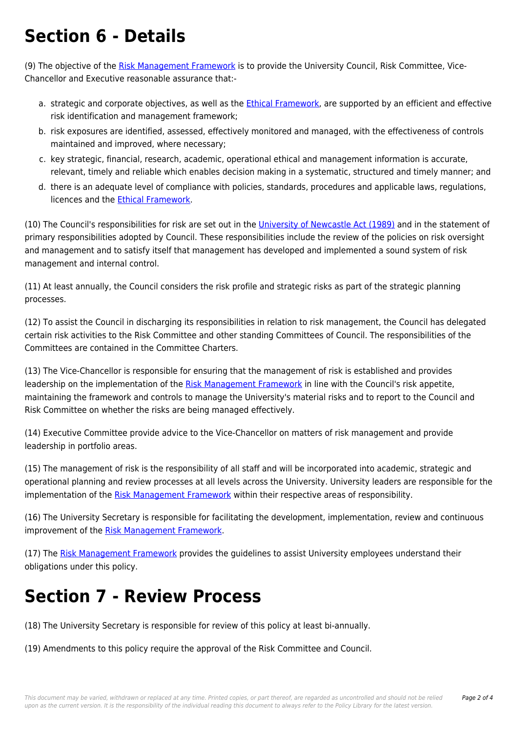# Section 6 - Details

(9) The objective of the Risk Management Framework is to provide the University Council, Risk Committee, Vice-Chancellor and Executive reasonable assurance that:-

a. strategic and corporate objectives, as well as the Ethical Framework, are supported by an efficient and effective risk identification and management framework;
b. risk exposures are identified, assessed, effectively monitored and managed, with the effectiveness of controls maintained and improved, where necessary;
c. key strategic, financial, research, academic, operational ethical and management information is accurate, relevant, timely and reliable which enables decision making in a systematic, structured and timely manner; and
d. there is an adequate level of compliance with policies, standards, procedures and applicable laws, regulations, licences and the Ethical Framework.

(10) The Council's responsibilities for risk are set out in the University of Newcastle Act (1989) and in the statement of primary responsibilities adopted by Council. These responsibilities include the review of the policies on risk oversight and management and to satisfy itself that management has developed and implemented a sound system of risk management and internal control.

(11) At least annually, the Council considers the risk profile and strategic risks as part of the strategic planning processes.

(12) To assist the Council in discharging its responsibilities in relation to risk management, the Council has delegated certain risk activities to the Risk Committee and other standing Committees of Council. The responsibilities of the Committees are contained in the Committee Charters.

(13) The Vice-Chancellor is responsible for ensuring that the management of risk is established and provides leadership on the implementation of the Risk Management Framework in line with the Council's risk appetite, maintaining the framework and controls to manage the University's material risks and to report to the Council and Risk Committee on whether the risks are being managed effectively.

(14) Executive Committee provide advice to the Vice-Chancellor on matters of risk management and provide leadership in portfolio areas.

(15) The management of risk is the responsibility of all staff and will be incorporated into academic, strategic and operational planning and review processes at all levels across the University. University leaders are responsible for the implementation of the Risk Management Framework within their respective areas of responsibility.

(16) The University Secretary is responsible for facilitating the development, implementation, review and continuous improvement of the Risk Management Framework.

(17) The Risk Management Framework provides the guidelines to assist University employees understand their obligations under this policy.

# Section 7 - Review Process

(18) The University Secretary is responsible for review of this policy at least bi-annually.

(19) Amendments to this policy require the approval of the Risk Committee and Council.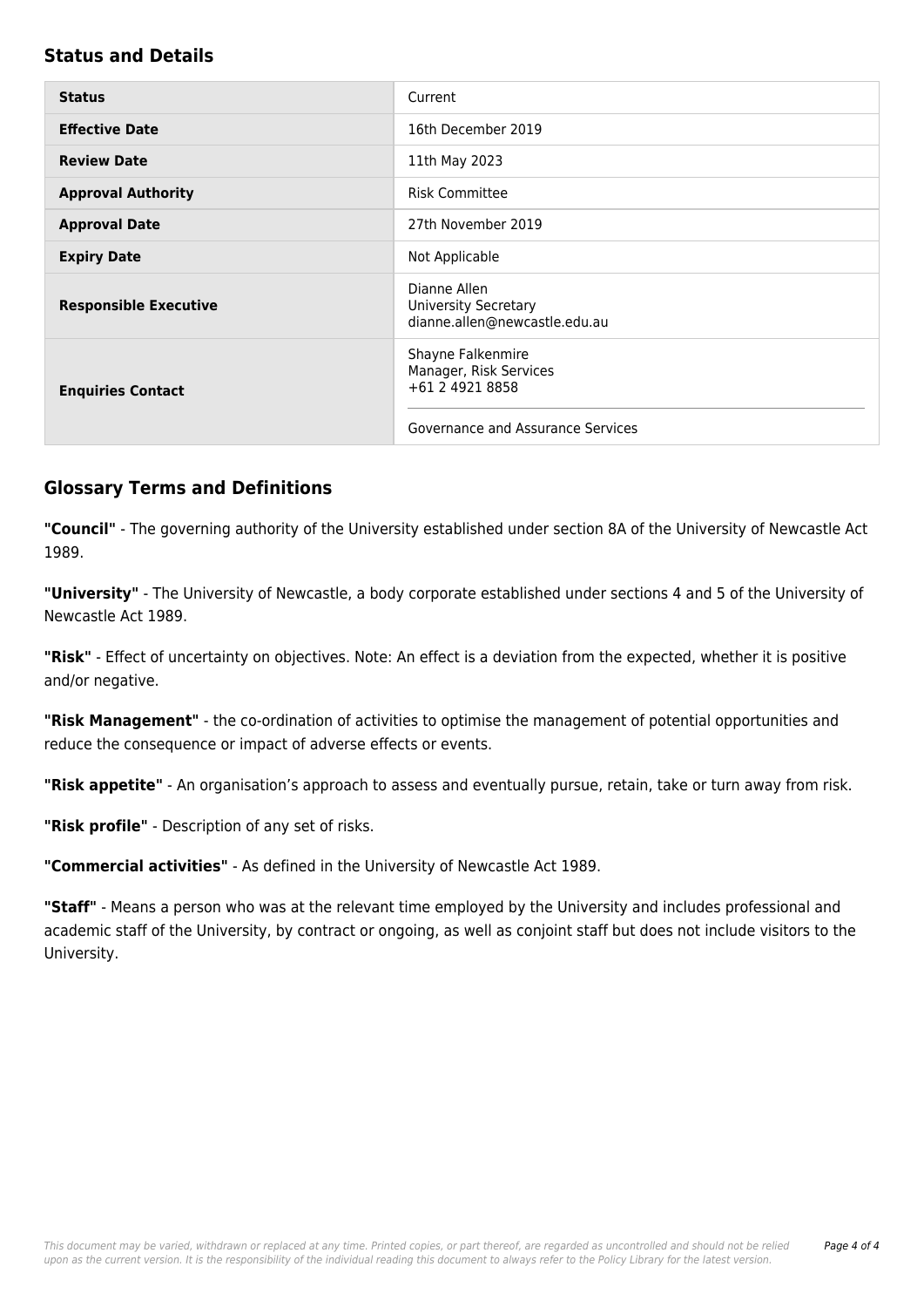## Status and Details

| | |
|---|---|
| **Status** | Current |
| **Effective Date** | 16th December 2019 |
| **Review Date** | 11th May 2023 |
| **Approval Authority** | Risk Committee |
| **Approval Date** | 27th November 2019 |
| **Expiry Date** | Not Applicable |
| **Responsible Executive** | Dianne Allen<br>University Secretary<br>dianne.allen@newcastle.edu.au |
| **Enquiries Contact** | Shayne Falkenmire<br>Manager, Risk Services<br>+61 2 4921 8858<br><br>Governance and Assurance Services |

## Glossary Terms and Definitions

**"Council"** - The governing authority of the University established under section 8A of the University of Newcastle Act 1989.

**"University"** - The University of Newcastle, a body corporate established under sections 4 and 5 of the University of Newcastle Act 1989.

**"Risk"** - Effect of uncertainty on objectives. Note: An effect is a deviation from the expected, whether it is positive and/or negative.

**"Risk Management"** - the co-ordination of activities to optimise the management of potential opportunities and reduce the consequence or impact of adverse effects or events.

**"Risk appetite"** - An organisation's approach to assess and eventually pursue, retain, take or turn away from risk.

**"Risk profile"** - Description of any set of risks.

**"Commercial activities"** - As defined in the University of Newcastle Act 1989.

**"Staff"** - Means a person who was at the relevant time employed by the University and includes professional and academic staff of the University, by contract or ongoing, as well as conjoint staff but does not include visitors to the University.

*This document may be varied, withdrawn or replaced at any time. Printed copies, or part thereof, are regarded as uncontrolled and should not be relied upon as the current version. It is the responsibility of the individual reading this document to always refer to the Policy Library for the latest version.*